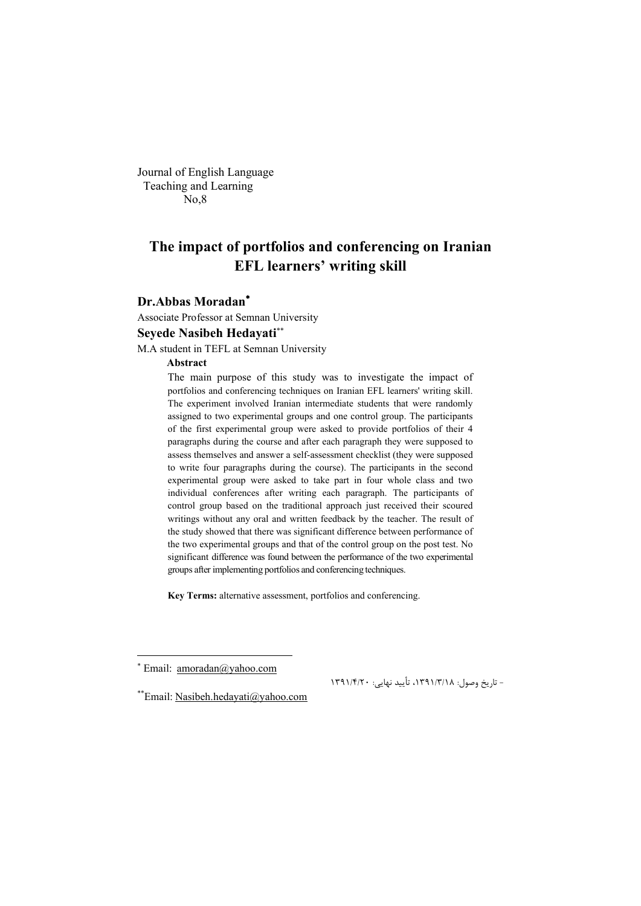Journal of English Language Teaching and Learning No,8

# The impact of portfolios and conferencing on Iranian EFL learners' writing skill

## Dr.Abbas Moradan[*]

Associate Professor at Semnan University

## Seyede Nasibeh Hedayati[**]

M.A student in TEFL at Semnan University

### Abstract

The main purpose of this study was to investigate the impact of portfolios and conferencing techniques on Iranian EFL learners' writing skill. The experiment involved Iranian intermediate students that were randomly assigned to two experimental groups and one control group. The participants of the first experimental group were asked to provide portfolios of their 4 paragraphs during the course and after each paragraph they were supposed to assess themselves and answer a self-assessment checklist (they were supposed to write four paragraphs during the course). The participants in the second experimental group were asked to take part in four whole class and two individual conferences after writing each paragraph. The participants of control group based on the traditional approach just received their scoured writings without any oral and written feedback by the teacher. The result of the study showed that there was significant difference between performance of the two experimental groups and that of the control group on the post test. No significant difference was found between the performance of the two experimental groups after implementing portfolios and conferencing techniques.

**Key Terms:** alternative assessment, portfolios and conferencing.

- تاریخ وصول: ۱۳۹۱/۳/۱۸، تأیید نهایی: ۱۳۹۱/۴/۲۰

[*] Email: amoradan@yahoo.com

[**] Email: Nasibeh.hedayati@yahoo.com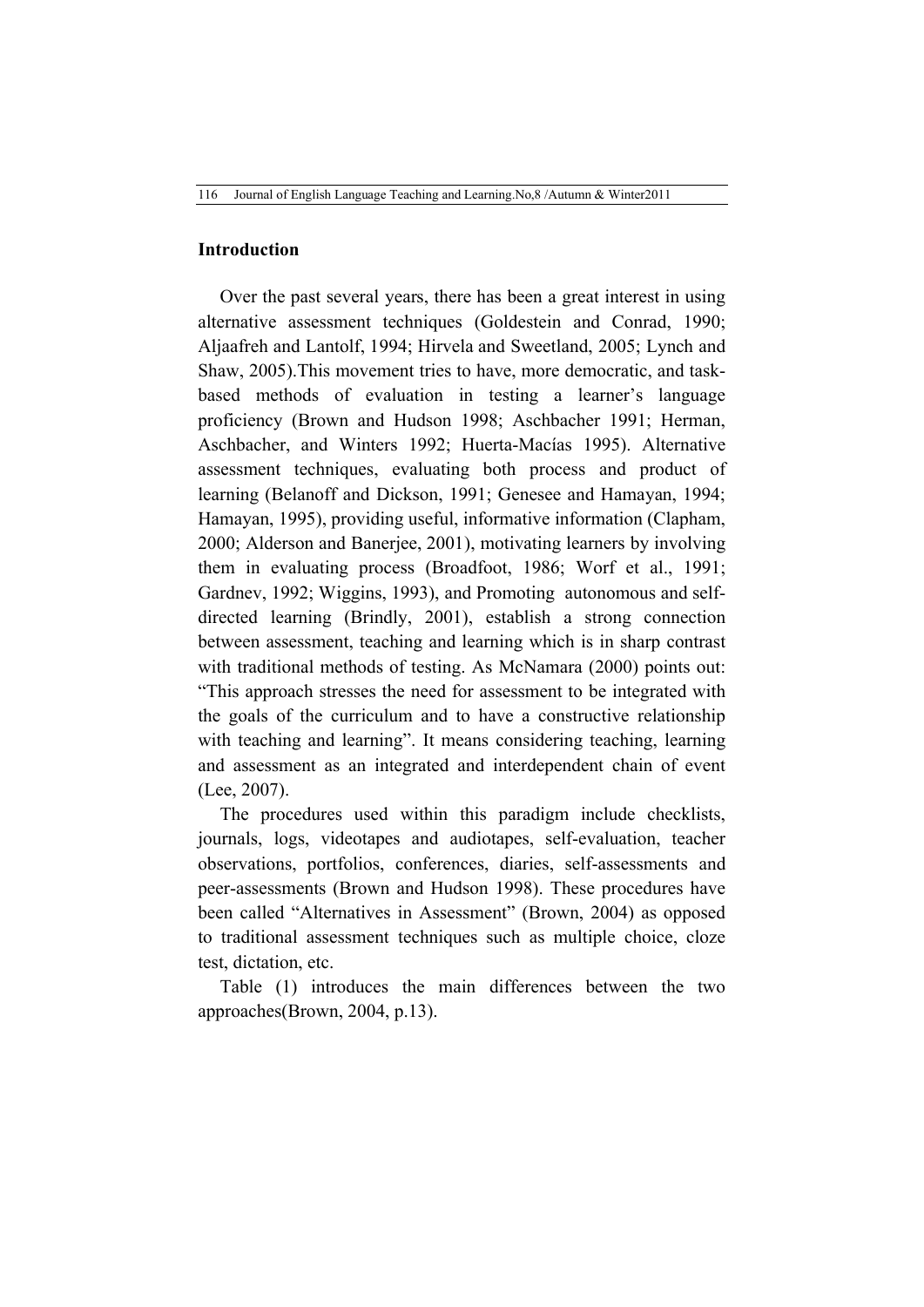## Introduction

Over the past several years, there has been a great interest in using alternative assessment techniques (Goldestein and Conrad, 1990; Aljaafreh and Lantolf, 1994; Hirvela and Sweetland, 2005; Lynch and Shaw, 2005).This movement tries to have, more democratic, and task-based methods of evaluation in testing a learner's language proficiency (Brown and Hudson 1998; Aschbacher 1991; Herman, Aschbacher, and Winters 1992; Huerta-Macías 1995). Alternative assessment techniques, evaluating both process and product of learning (Belanoff and Dickson, 1991; Genesee and Hamayan, 1994; Hamayan, 1995), providing useful, informative information (Clapham, 2000; Alderson and Banerjee, 2001), motivating learners by involving them in evaluating process (Broadfoot, 1986; Worf et al., 1991; Gardnev, 1992; Wiggins, 1993), and Promoting autonomous and self-directed learning (Brindly, 2001), establish a strong connection between assessment, teaching and learning which is in sharp contrast with traditional methods of testing. As McNamara (2000) points out: "This approach stresses the need for assessment to be integrated with the goals of the curriculum and to have a constructive relationship with teaching and learning". It means considering teaching, learning and assessment as an integrated and interdependent chain of event (Lee, 2007).

The procedures used within this paradigm include checklists, journals, logs, videotapes and audiotapes, self-evaluation, teacher observations, portfolios, conferences, diaries, self-assessments and peer-assessments (Brown and Hudson 1998). These procedures have been called "Alternatives in Assessment" (Brown, 2004) as opposed to traditional assessment techniques such as multiple choice, cloze test, dictation, etc.

Table (1) introduces the main differences between the two approaches(Brown, 2004, p.13).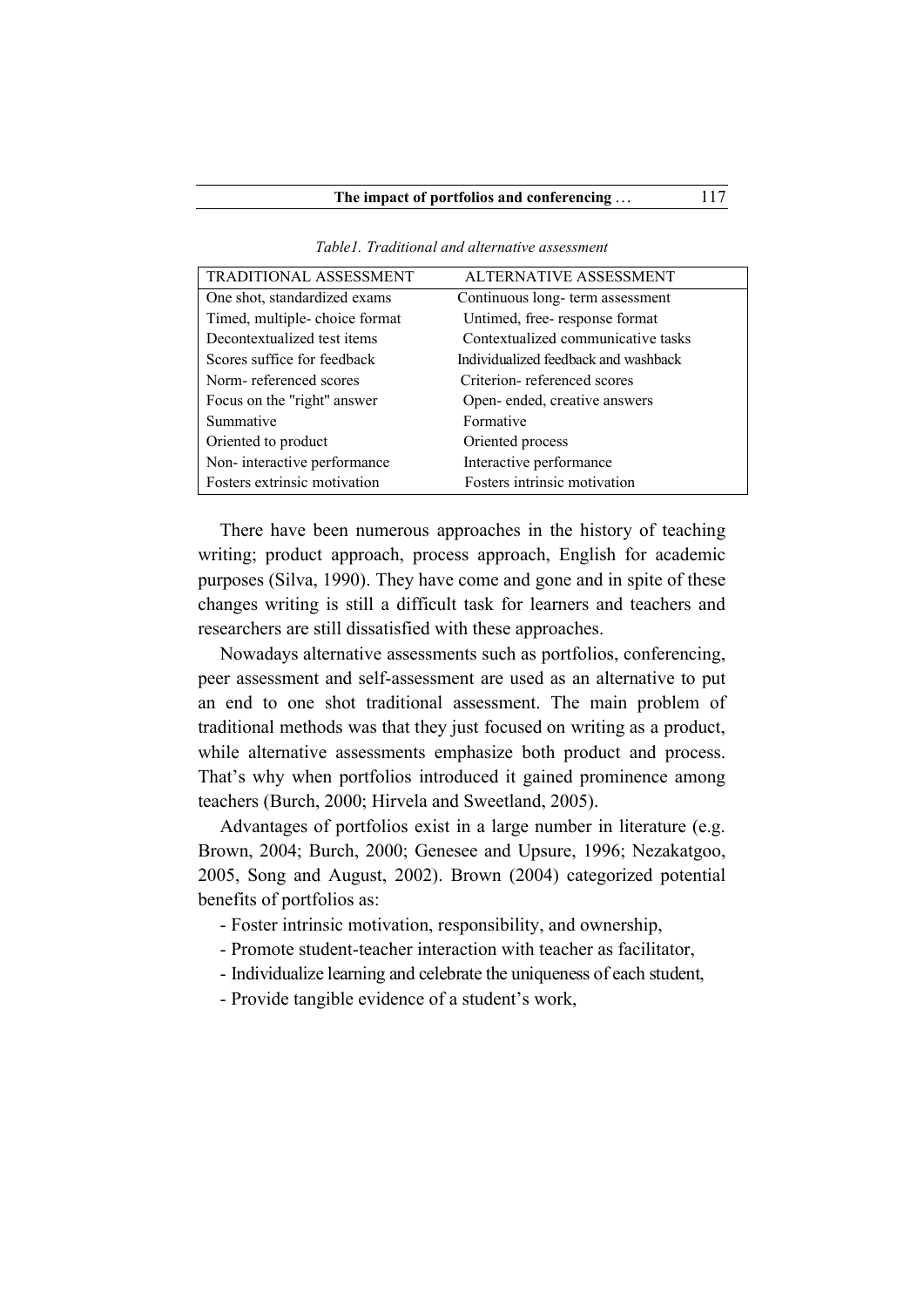*Table1. Traditional and alternative assessment*

| TRADITIONAL ASSESSMENT | ALTERNATIVE ASSESSMENT |
| --- | --- |
| One shot, standardized exams | Continuous long- term assessment |
| Timed, multiple- choice format | Untimed, free- response format |
| Decontextualized test items | Contextualized communicative tasks |
| Scores suffice for feedback | Individualized feedback and washback |
| Norm- referenced scores | Criterion- referenced scores |
| Focus on the "right" answer | Open- ended, creative answers |
| Summative | Formative |
| Oriented to product | Oriented process |
| Non- interactive performance | Interactive performance |
| Fosters extrinsic motivation | Fosters intrinsic motivation |

There have been numerous approaches in the history of teaching writing; product approach, process approach, English for academic purposes (Silva, 1990). They have come and gone and in spite of these changes writing is still a difficult task for learners and teachers and researchers are still dissatisfied with these approaches.

Nowadays alternative assessments such as portfolios, conferencing, peer assessment and self-assessment are used as an alternative to put an end to one shot traditional assessment. The main problem of traditional methods was that they just focused on writing as a product, while alternative assessments emphasize both product and process. That's why when portfolios introduced it gained prominence among teachers (Burch, 2000; Hirvela and Sweetland, 2005).

Advantages of portfolios exist in a large number in literature (e.g. Brown, 2004; Burch, 2000; Genesee and Upsure, 1996; Nezakatgoo, 2005, Song and August, 2002). Brown (2004) categorized potential benefits of portfolios as:

- Foster intrinsic motivation, responsibility, and ownership,
- Promote student-teacher interaction with teacher as facilitator,
- Individualize learning and celebrate the uniqueness of each student,
- Provide tangible evidence of a student's work,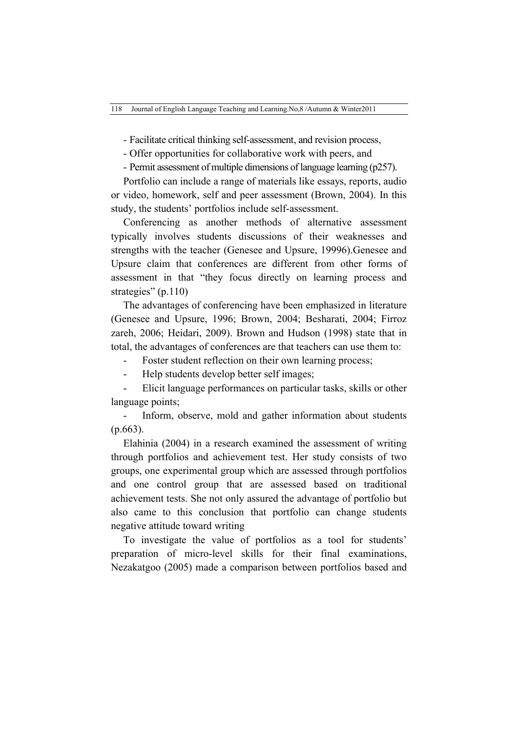- Facilitate critical thinking self-assessment, and revision process,

- Offer opportunities for collaborative work with peers, and

- Permit assessment of multiple dimensions of language learning (p257).

Portfolio can include a range of materials like essays, reports, audio or video, homework, self and peer assessment (Brown, 2004). In this study, the students' portfolios include self-assessment.

Conferencing as another methods of alternative assessment typically involves students discussions of their weaknesses and strengths with the teacher (Genesee and Upsure, 19996).Genesee and Upsure claim that conferences are different from other forms of assessment in that "they focus directly on learning process and strategies" (p.110)

The advantages of conferencing have been emphasized in literature (Genesee and Upsure, 1996; Brown, 2004; Besharati, 2004; Firroz zareh, 2006; Heidari, 2009). Brown and Hudson (1998) state that in total, the advantages of conferences are that teachers can use them to:

- Foster student reflection on their own learning process;
- Help students develop better self images;
- Elicit language performances on particular tasks, skills or other language points;
- Inform, observe, mold and gather information about students (p.663).

Elahinia (2004) in a research examined the assessment of writing through portfolios and achievement test. Her study consists of two groups, one experimental group which are assessed through portfolios and one control group that are assessed based on traditional achievement tests. She not only assured the advantage of portfolio but also came to this conclusion that portfolio can change students negative attitude toward writing

To investigate the value of portfolios as a tool for students' preparation of micro-level skills for their final examinations, Nezakatgoo (2005) made a comparison between portfolios based and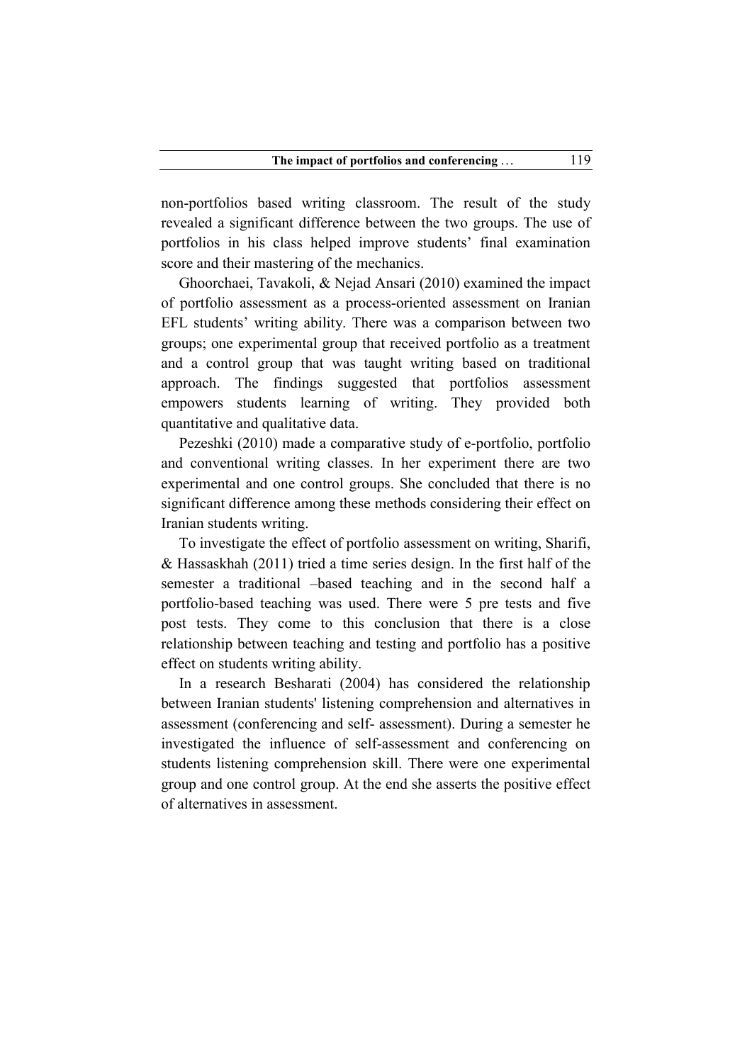non-portfolios based writing classroom. The result of the study revealed a significant difference between the two groups. The use of portfolios in his class helped improve students' final examination score and their mastering of the mechanics.

Ghoorchaei, Tavakoli, & Nejad Ansari (2010) examined the impact of portfolio assessment as a process-oriented assessment on Iranian EFL students' writing ability. There was a comparison between two groups; one experimental group that received portfolio as a treatment and a control group that was taught writing based on traditional approach. The findings suggested that portfolios assessment empowers students learning of writing. They provided both quantitative and qualitative data.

Pezeshki (2010) made a comparative study of e-portfolio, portfolio and conventional writing classes. In her experiment there are two experimental and one control groups. She concluded that there is no significant difference among these methods considering their effect on Iranian students writing.

To investigate the effect of portfolio assessment on writing, Sharifi, & Hassaskhah (2011) tried a time series design. In the first half of the semester a traditional –based teaching and in the second half a portfolio-based teaching was used. There were 5 pre tests and five post tests. They come to this conclusion that there is a close relationship between teaching and testing and portfolio has a positive effect on students writing ability.

In a research Besharati (2004) has considered the relationship between Iranian students' listening comprehension and alternatives in assessment (conferencing and self- assessment). During a semester he investigated the influence of self-assessment and conferencing on students listening comprehension skill. There were one experimental group and one control group. At the end she asserts the positive effect of alternatives in assessment.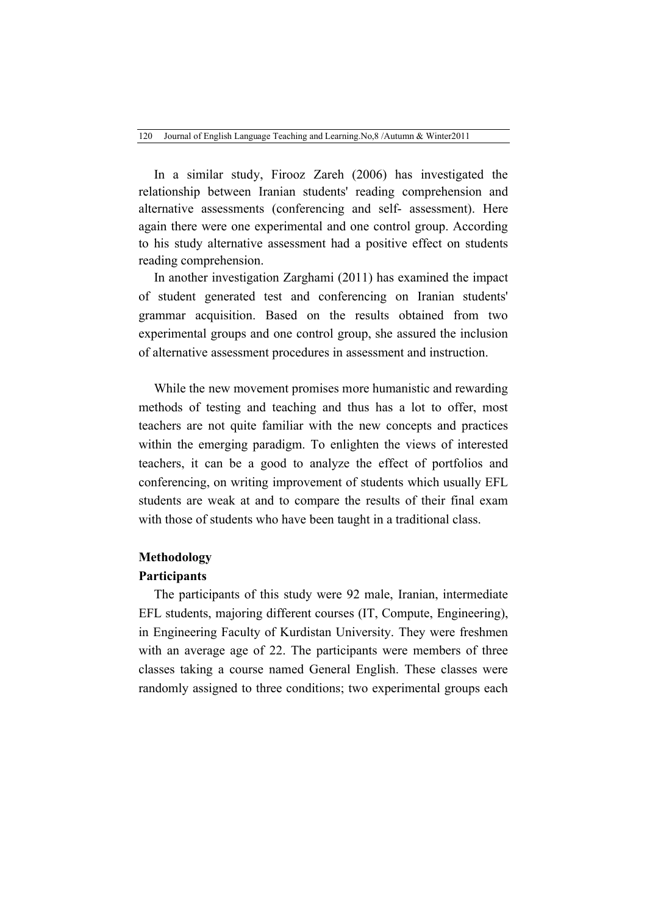In a similar study, Firooz Zareh (2006) has investigated the relationship between Iranian students' reading comprehension and alternative assessments (conferencing and self- assessment). Here again there were one experimental and one control group. According to his study alternative assessment had a positive effect on students reading comprehension.

In another investigation Zarghami (2011) has examined the impact of student generated test and conferencing on Iranian students' grammar acquisition. Based on the results obtained from two experimental groups and one control group, she assured the inclusion of alternative assessment procedures in assessment and instruction.

While the new movement promises more humanistic and rewarding methods of testing and teaching and thus has a lot to offer, most teachers are not quite familiar with the new concepts and practices within the emerging paradigm. To enlighten the views of interested teachers, it can be a good to analyze the effect of portfolios and conferencing, on writing improvement of students which usually EFL students are weak at and to compare the results of their final exam with those of students who have been taught in a traditional class.

## Methodology

### Participants

The participants of this study were 92 male, Iranian, intermediate EFL students, majoring different courses (IT, Compute, Engineering), in Engineering Faculty of Kurdistan University. They were freshmen with an average age of 22. The participants were members of three classes taking a course named General English. These classes were randomly assigned to three conditions; two experimental groups each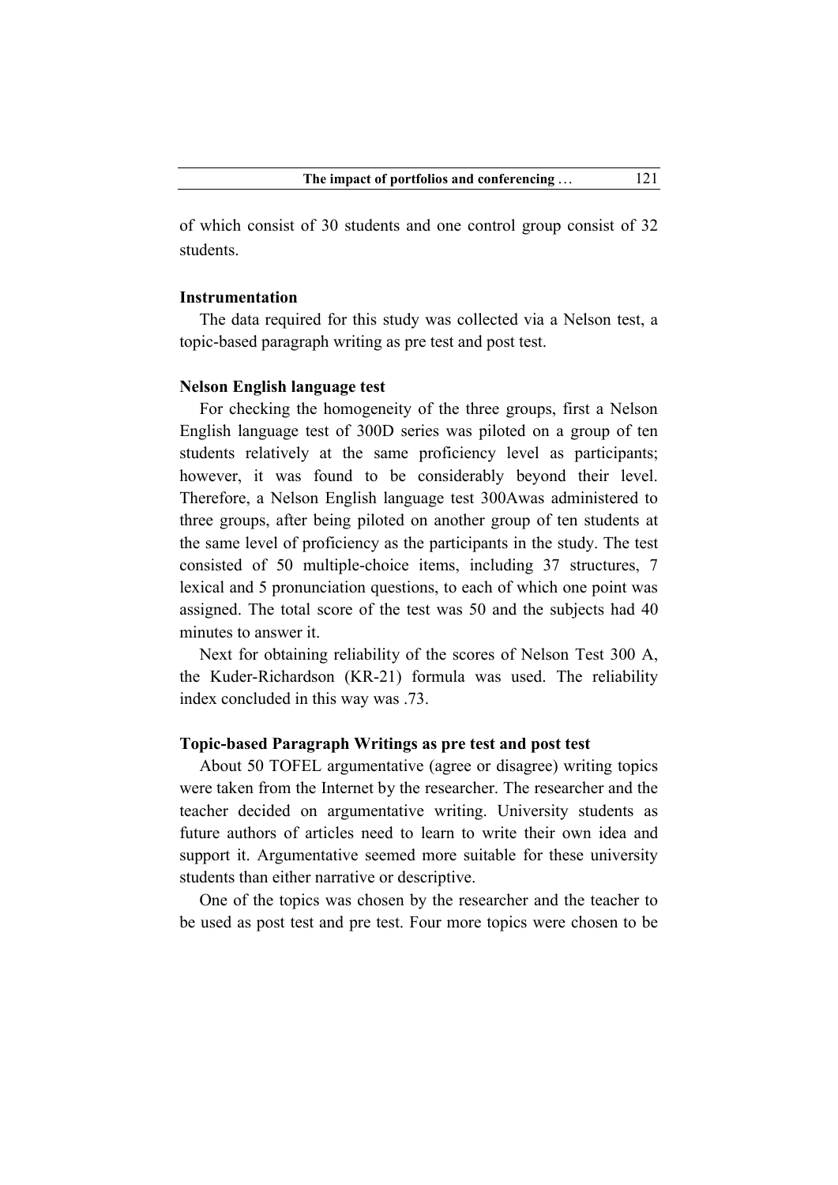of which consist of 30 students and one control group consist of 32 students.

### Instrumentation

The data required for this study was collected via a Nelson test, a topic-based paragraph writing as pre test and post test.

### Nelson English language test

For checking the homogeneity of the three groups, first a Nelson English language test of 300D series was piloted on a group of ten students relatively at the same proficiency level as participants; however, it was found to be considerably beyond their level. Therefore, a Nelson English language test 300Awas administered to three groups, after being piloted on another group of ten students at the same level of proficiency as the participants in the study. The test consisted of 50 multiple-choice items, including 37 structures, 7 lexical and 5 pronunciation questions, to each of which one point was assigned. The total score of the test was 50 and the subjects had 40 minutes to answer it.

Next for obtaining reliability of the scores of Nelson Test 300 A, the Kuder-Richardson (KR-21) formula was used. The reliability index concluded in this way was .73.

### Topic-based Paragraph Writings as pre test and post test

About 50 TOFEL argumentative (agree or disagree) writing topics were taken from the Internet by the researcher. The researcher and the teacher decided on argumentative writing. University students as future authors of articles need to learn to write their own idea and support it. Argumentative seemed more suitable for these university students than either narrative or descriptive.

One of the topics was chosen by the researcher and the teacher to be used as post test and pre test. Four more topics were chosen to be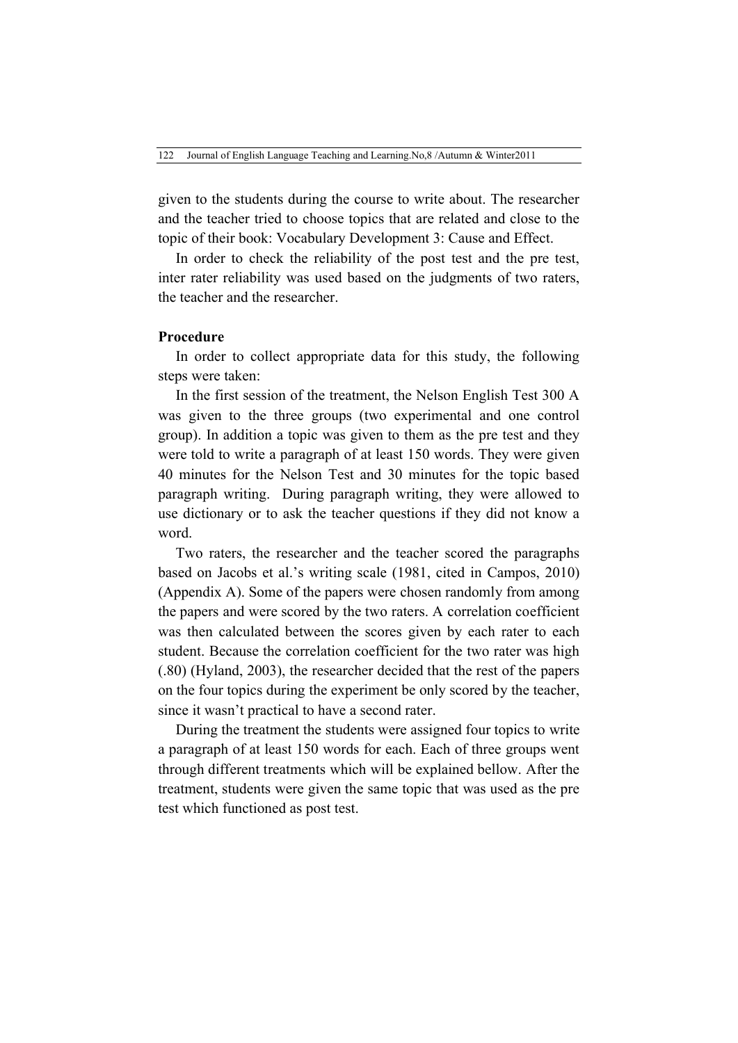given to the students during the course to write about. The researcher and the teacher tried to choose topics that are related and close to the topic of their book: Vocabulary Development 3: Cause and Effect.

In order to check the reliability of the post test and the pre test, inter rater reliability was used based on the judgments of two raters, the teacher and the researcher.

**Procedure**

In order to collect appropriate data for this study, the following steps were taken:

In the first session of the treatment, the Nelson English Test 300 A was given to the three groups (two experimental and one control group). In addition a topic was given to them as the pre test and they were told to write a paragraph of at least 150 words. They were given 40 minutes for the Nelson Test and 30 minutes for the topic based paragraph writing. During paragraph writing, they were allowed to use dictionary or to ask the teacher questions if they did not know a word.

Two raters, the researcher and the teacher scored the paragraphs based on Jacobs et al.'s writing scale (1981, cited in Campos, 2010) (Appendix A). Some of the papers were chosen randomly from among the papers and were scored by the two raters. A correlation coefficient was then calculated between the scores given by each rater to each student. Because the correlation coefficient for the two rater was high (.80) (Hyland, 2003), the researcher decided that the rest of the papers on the four topics during the experiment be only scored by the teacher, since it wasn't practical to have a second rater.

During the treatment the students were assigned four topics to write a paragraph of at least 150 words for each. Each of three groups went through different treatments which will be explained bellow. After the treatment, students were given the same topic that was used as the pre test which functioned as post test.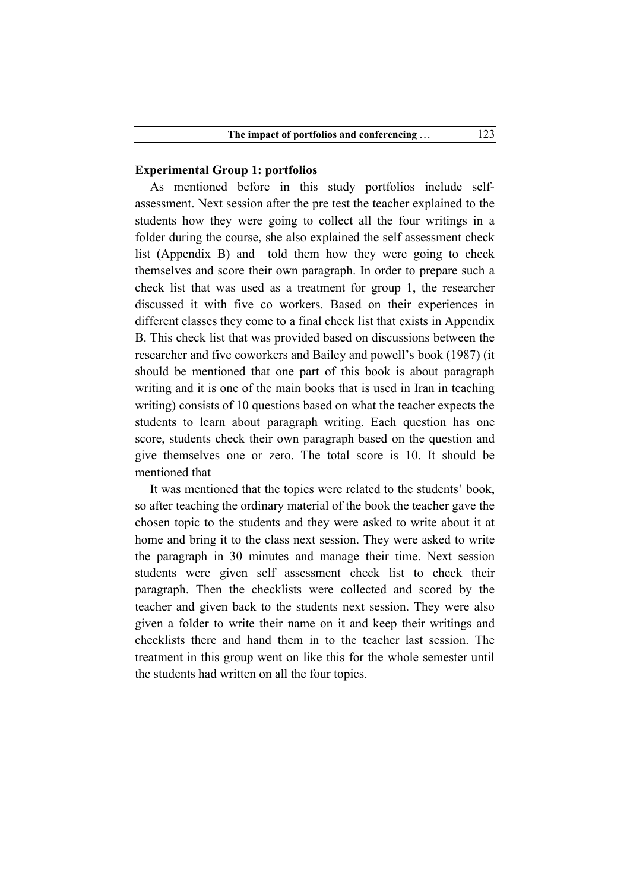**Experimental Group 1: portfolios**

As mentioned before in this study portfolios include self-assessment. Next session after the pre test the teacher explained to the students how they were going to collect all the four writings in a folder during the course, she also explained the self assessment check list (Appendix B) and told them how they were going to check themselves and score their own paragraph. In order to prepare such a check list that was used as a treatment for group 1, the researcher discussed it with five co workers. Based on their experiences in different classes they come to a final check list that exists in Appendix B. This check list that was provided based on discussions between the researcher and five coworkers and Bailey and powell's book (1987) (it should be mentioned that one part of this book is about paragraph writing and it is one of the main books that is used in Iran in teaching writing) consists of 10 questions based on what the teacher expects the students to learn about paragraph writing. Each question has one score, students check their own paragraph based on the question and give themselves one or zero. The total score is 10. It should be mentioned that

It was mentioned that the topics were related to the students' book, so after teaching the ordinary material of the book the teacher gave the chosen topic to the students and they were asked to write about it at home and bring it to the class next session. They were asked to write the paragraph in 30 minutes and manage their time. Next session students were given self assessment check list to check their paragraph. Then the checklists were collected and scored by the teacher and given back to the students next session. They were also given a folder to write their name on it and keep their writings and checklists there and hand them in to the teacher last session. The treatment in this group went on like this for the whole semester until the students had written on all the four topics.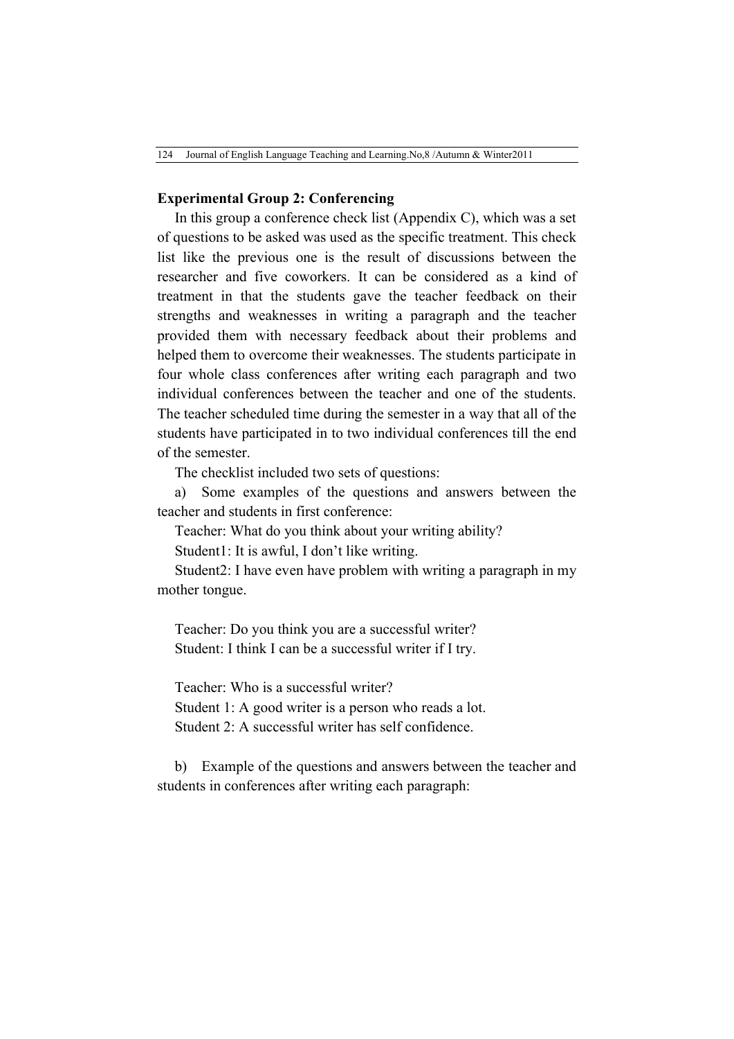**Experimental Group 2: Conferencing**

In this group a conference check list (Appendix C), which was a set of questions to be asked was used as the specific treatment. This check list like the previous one is the result of discussions between the researcher and five coworkers. It can be considered as a kind of treatment in that the students gave the teacher feedback on their strengths and weaknesses in writing a paragraph and the teacher provided them with necessary feedback about their problems and helped them to overcome their weaknesses. The students participate in four whole class conferences after writing each paragraph and two individual conferences between the teacher and one of the students. The teacher scheduled time during the semester in a way that all of the students have participated in to two individual conferences till the end of the semester.

The checklist included two sets of questions:

a) Some examples of the questions and answers between the teacher and students in first conference:

Teacher: What do you think about your writing ability?

Student1: It is awful, I don't like writing.

Student2: I have even have problem with writing a paragraph in my mother tongue.

Teacher: Do you think you are a successful writer?

Student: I think I can be a successful writer if I try.

Teacher: Who is a successful writer?

Student 1: A good writer is a person who reads a lot.

Student 2: A successful writer has self confidence.

b) Example of the questions and answers between the teacher and students in conferences after writing each paragraph: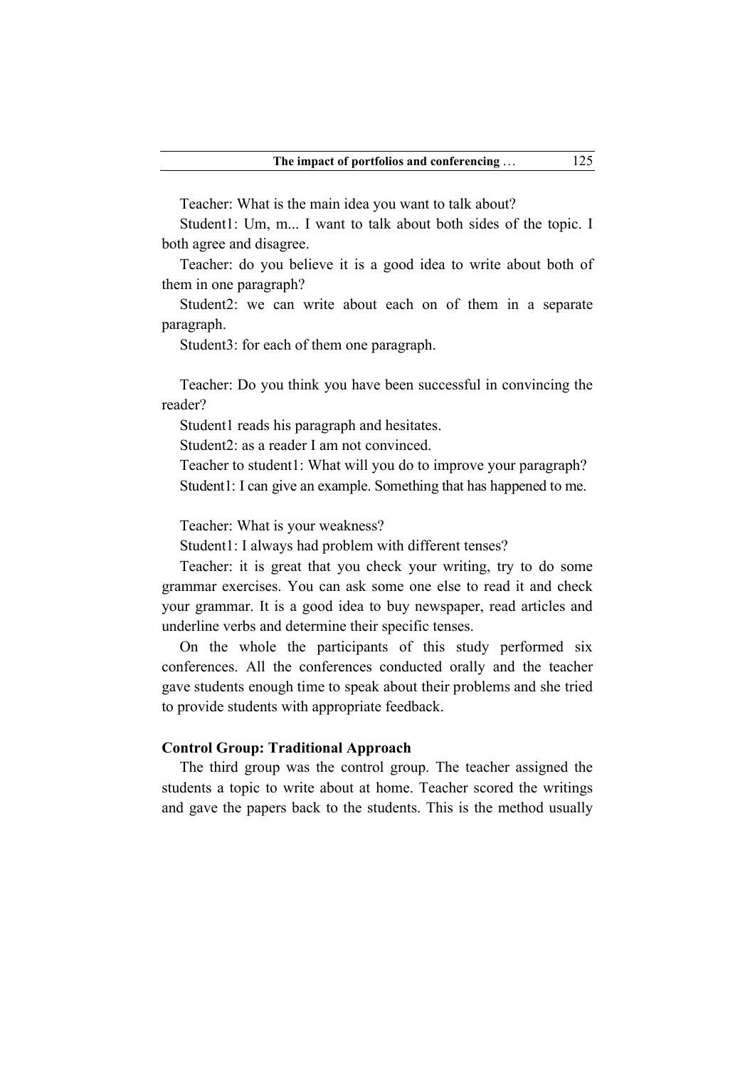Teacher: What is the main idea you want to talk about?

Student1: Um, m... I want to talk about both sides of the topic. I both agree and disagree.

Teacher: do you believe it is a good idea to write about both of them in one paragraph?

Student2: we can write about each on of them in a separate paragraph.

Student3: for each of them one paragraph.

Teacher: Do you think you have been successful in convincing the reader?

Student1 reads his paragraph and hesitates.

Student2: as a reader I am not convinced.

Teacher to student1: What will you do to improve your paragraph?

Student1: I can give an example. Something that has happened to me.

Teacher: What is your weakness?

Student1: I always had problem with different tenses?

Teacher: it is great that you check your writing, try to do some grammar exercises. You can ask some one else to read it and check your grammar. It is a good idea to buy newspaper, read articles and underline verbs and determine their specific tenses.

On the whole the participants of this study performed six conferences. All the conferences conducted orally and the teacher gave students enough time to speak about their problems and she tried to provide students with appropriate feedback.

### Control Group: Traditional Approach

The third group was the control group. The teacher assigned the students a topic to write about at home. Teacher scored the writings and gave the papers back to the students. This is the method usually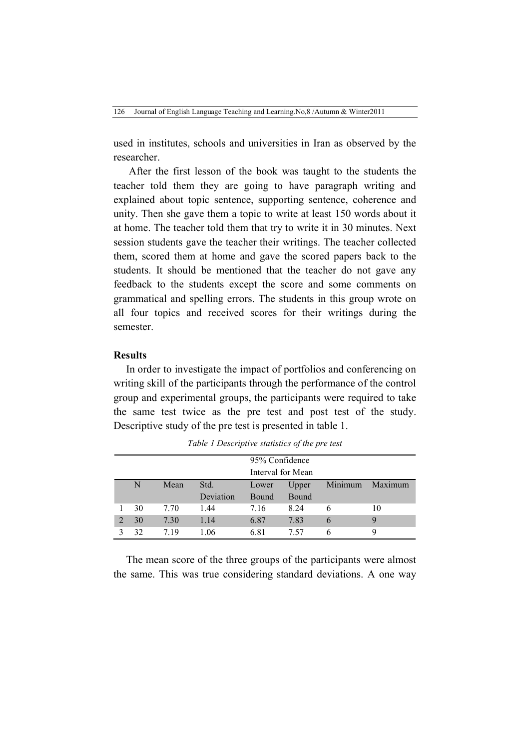used in institutes, schools and universities in Iran as observed by the researcher.

After the first lesson of the book was taught to the students the teacher told them they are going to have paragraph writing and explained about topic sentence, supporting sentence, coherence and unity. Then she gave them a topic to write at least 150 words about it at home. The teacher told them that try to write it in 30 minutes. Next session students gave the teacher their writings. The teacher collected them, scored them at home and gave the scored papers back to the students. It should be mentioned that the teacher do not gave any feedback to the students except the score and some comments on grammatical and spelling errors. The students in this group wrote on all four topics and received scores for their writings during the semester.

**Results**

In order to investigate the impact of portfolios and conferencing on writing skill of the participants through the performance of the control group and experimental groups, the participants were required to take the same test twice as the pre test and post test of the study. Descriptive study of the pre test is presented in table 1.

*Table 1 Descriptive statistics of the pre test*

| | | | | 95% Confidence Interval for Mean | | | |
|---|---|---|---|---|---|---|---|
| | N | Mean | Std. Deviation | Lower Bound | Upper Bound | Minimum | Maximum |
| 1 | 30 | 7.70 | 1.44 | 7.16 | 8.24 | 6 | 10 |
| 2 | 30 | 7.30 | 1.14 | 6.87 | 7.83 | 6 | 9 |
| 3 | 32 | 7.19 | 1.06 | 6.81 | 7.57 | 6 | 9 |

The mean score of the three groups of the participants were almost the same. This was true considering standard deviations. A one way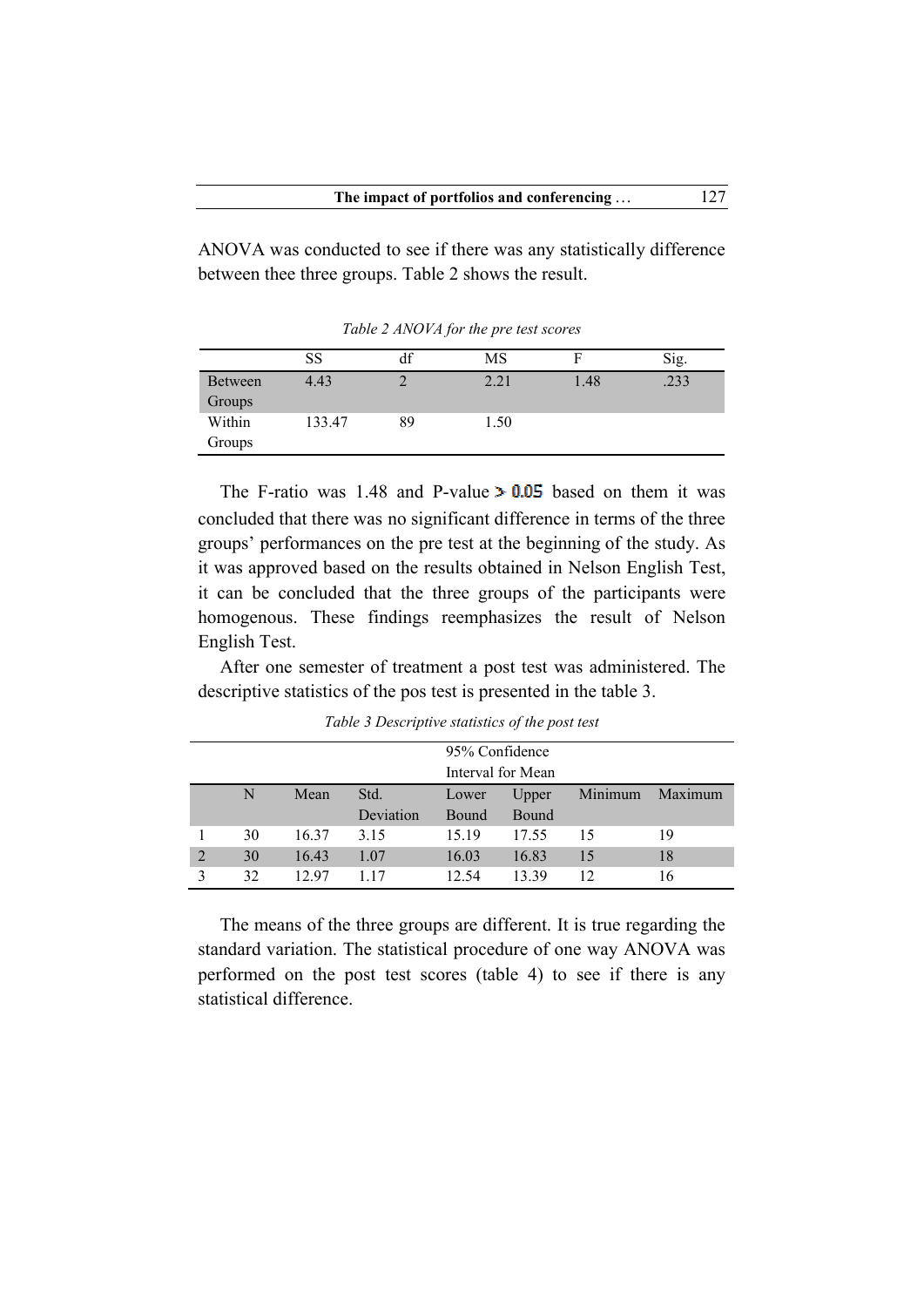ANOVA was conducted to see if there was any statistically difference between thee three groups. Table 2 shows the result.

*Table 2 ANOVA for the pre test scores*

| | SS | df | MS | F | Sig. |
|---|---|---|---|---|---|
| Between Groups | 4.43 | 2 | 2.21 | 1.48 | .233 |
| Within Groups | 133.47 | 89 | 1.50 | | |

The F-ratio was 1.48 and P-value $> 0.05$ based on them it was concluded that there was no significant difference in terms of the three groups' performances on the pre test at the beginning of the study. As it was approved based on the results obtained in Nelson English Test, it can be concluded that the three groups of the participants were homogenous. These findings reemphasizes the result of Nelson English Test.

After one semester of treatment a post test was administered. The descriptive statistics of the pos test is presented in the table 3.

*Table 3 Descriptive statistics of the post test*

| | | | | 95% Confidence Interval for Mean | | | |
|---|---|---|---|---|---|---|---|
| | N | Mean | Std. Deviation | Lower Bound | Upper Bound | Minimum | Maximum |
| 1 | 30 | 16.37 | 3.15 | 15.19 | 17.55 | 15 | 19 |
| 2 | 30 | 16.43 | 1.07 | 16.03 | 16.83 | 15 | 18 |
| 3 | 32 | 12.97 | 1.17 | 12.54 | 13.39 | 12 | 16 |

The means of the three groups are different. It is true regarding the standard variation. The statistical procedure of one way ANOVA was performed on the post test scores (table 4) to see if there is any statistical difference.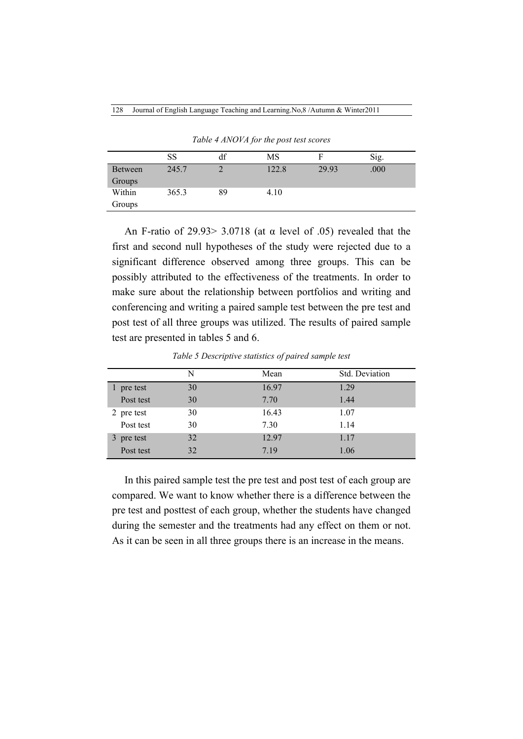*Table 4 ANOVA for the post test scores*

| | SS | df | MS | F | Sig. |
|---|---|---|---|---|---|
| Between Groups | 245.7 | 2 | 122.8 | 29.93 | .000 |
| Within Groups | 365.3 | 89 | 4.10 | | |

An F-ratio of 29.93> 3.0718 (at α level of .05) revealed that the first and second null hypotheses of the study were rejected due to a significant difference observed among three groups. This can be possibly attributed to the effectiveness of the treatments. In order to make sure about the relationship between portfolios and writing and conferencing and writing a paired sample test between the pre test and post test of all three groups was utilized. The results of paired sample test are presented in tables 5 and 6.

*Table 5 Descriptive statistics of paired sample test*

| | N | Mean | Std. Deviation |
|---|---|---|---|
| 1 pre test | 30 | 16.97 | 1.29 |
| Post test | 30 | 7.70 | 1.44 |
| 2 pre test | 30 | 16.43 | 1.07 |
| Post test | 30 | 7.30 | 1.14 |
| 3 pre test | 32 | 12.97 | 1.17 |
| Post test | 32 | 7.19 | 1.06 |

In this paired sample test the pre test and post test of each group are compared. We want to know whether there is a difference between the pre test and posttest of each group, whether the students have changed during the semester and the treatments had any effect on them or not. As it can be seen in all three groups there is an increase in the means.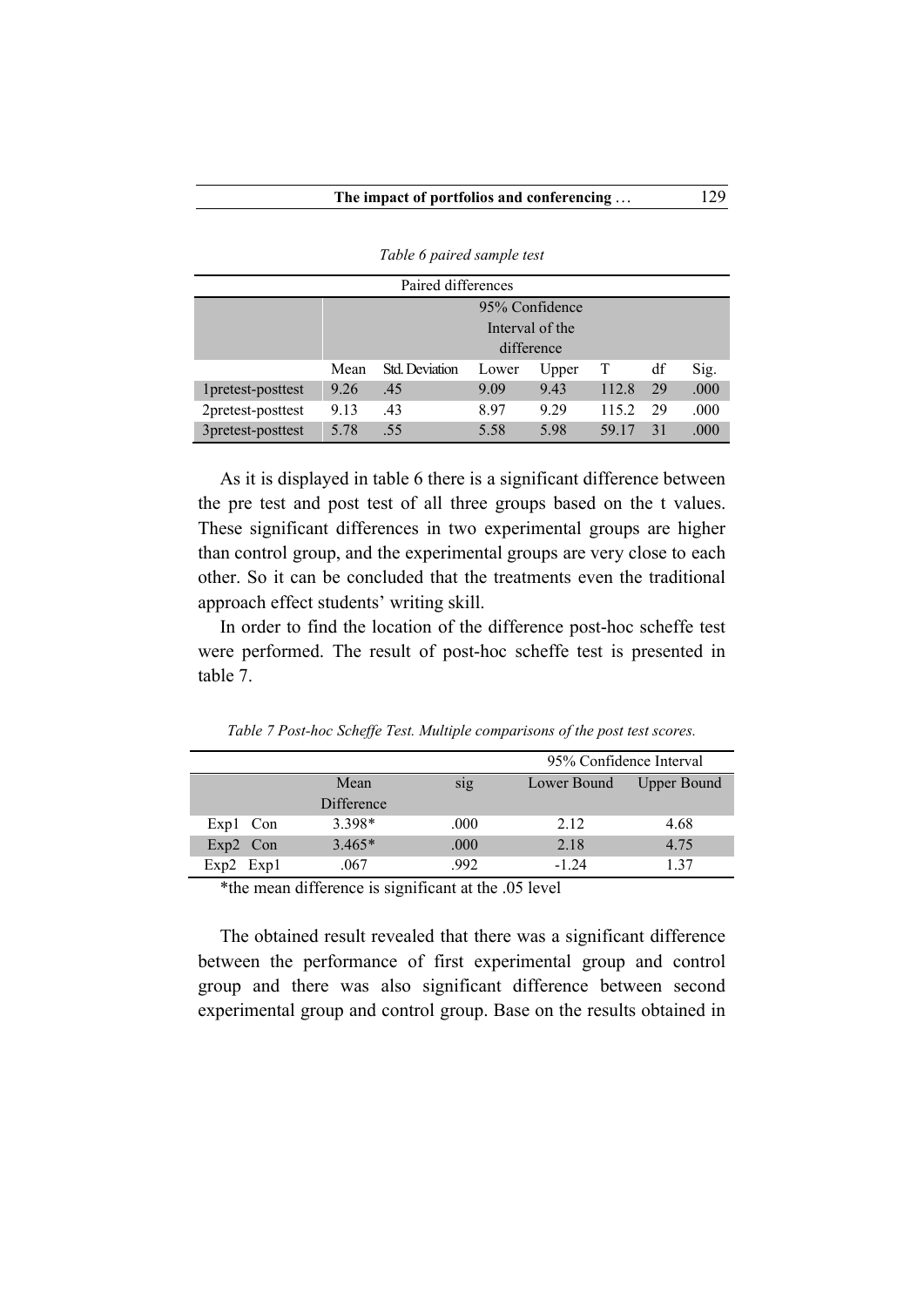*Table 6 paired sample test*

| Paired differences | | | | | | | |
|---|---|---|---|---|---|---|---|
| | | | 95% Confidence Interval of the difference | | | | |
| | Mean | Std. Deviation | Lower | Upper | T | df | Sig. |
| 1pretest-posttest | 9.26 | .45 | 9.09 | 9.43 | 112.8 | 29 | .000 |
| 2pretest-posttest | 9.13 | .43 | 8.97 | 9.29 | 115.2 | 29 | .000 |
| 3pretest-posttest | 5.78 | .55 | 5.58 | 5.98 | 59.17 | 31 | .000 |

As it is displayed in table 6 there is a significant difference between the pre test and post test of all three groups based on the t values. These significant differences in two experimental groups are higher than control group, and the experimental groups are very close to each other. So it can be concluded that the treatments even the traditional approach effect students' writing skill.

In order to find the location of the difference post-hoc scheffe test were performed. The result of post-hoc scheffe test is presented in table 7.

*Table 7 Post-hoc Scheffe Test. Multiple comparisons of the post test scores.*

| | Mean Difference | sig | 95% Confidence Interval Lower Bound | Upper Bound |
|---|---|---|---|---|
| Exp1 Con | 3.398* | .000 | 2.12 | 4.68 |
| Exp2 Con | 3.465* | .000 | 2.18 | 4.75 |
| Exp2 Exp1 | .067 | .992 | -1.24 | 1.37 |

*the mean difference is significant at the .05 level

The obtained result revealed that there was a significant difference between the performance of first experimental group and control group and there was also significant difference between second experimental group and control group. Base on the results obtained in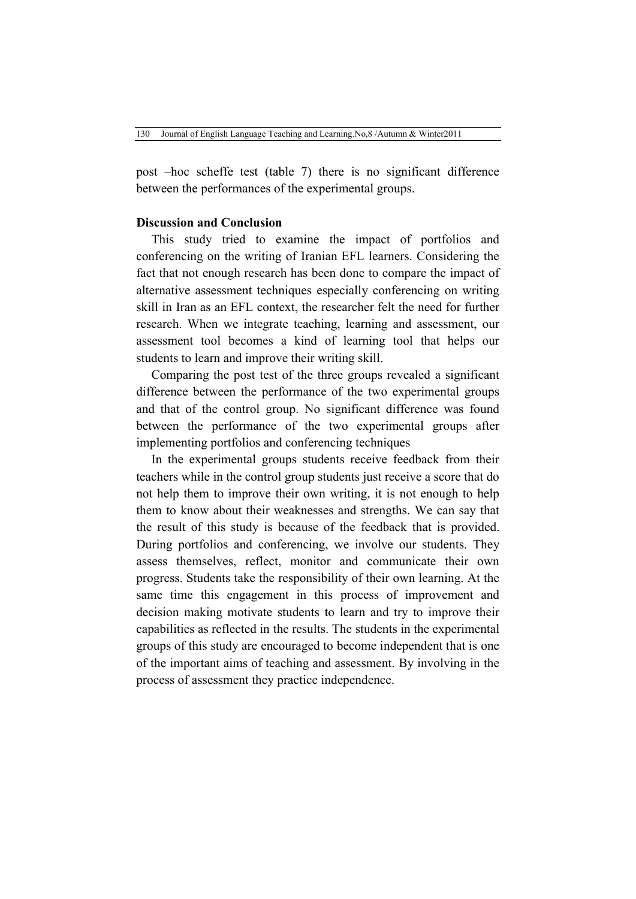post –hoc scheffe test (table 7) there is no significant difference between the performances of the experimental groups.

**Discussion and Conclusion**

This study tried to examine the impact of portfolios and conferencing on the writing of Iranian EFL learners. Considering the fact that not enough research has been done to compare the impact of alternative assessment techniques especially conferencing on writing skill in Iran as an EFL context, the researcher felt the need for further research. When we integrate teaching, learning and assessment, our assessment tool becomes a kind of learning tool that helps our students to learn and improve their writing skill.

Comparing the post test of the three groups revealed a significant difference between the performance of the two experimental groups and that of the control group. No significant difference was found between the performance of the two experimental groups after implementing portfolios and conferencing techniques

In the experimental groups students receive feedback from their teachers while in the control group students just receive a score that do not help them to improve their own writing, it is not enough to help them to know about their weaknesses and strengths. We can say that the result of this study is because of the feedback that is provided. During portfolios and conferencing, we involve our students. They assess themselves, reflect, monitor and communicate their own progress. Students take the responsibility of their own learning. At the same time this engagement in this process of improvement and decision making motivate students to learn and try to improve their capabilities as reflected in the results. The students in the experimental groups of this study are encouraged to become independent that is one of the important aims of teaching and assessment. By involving in the process of assessment they practice independence.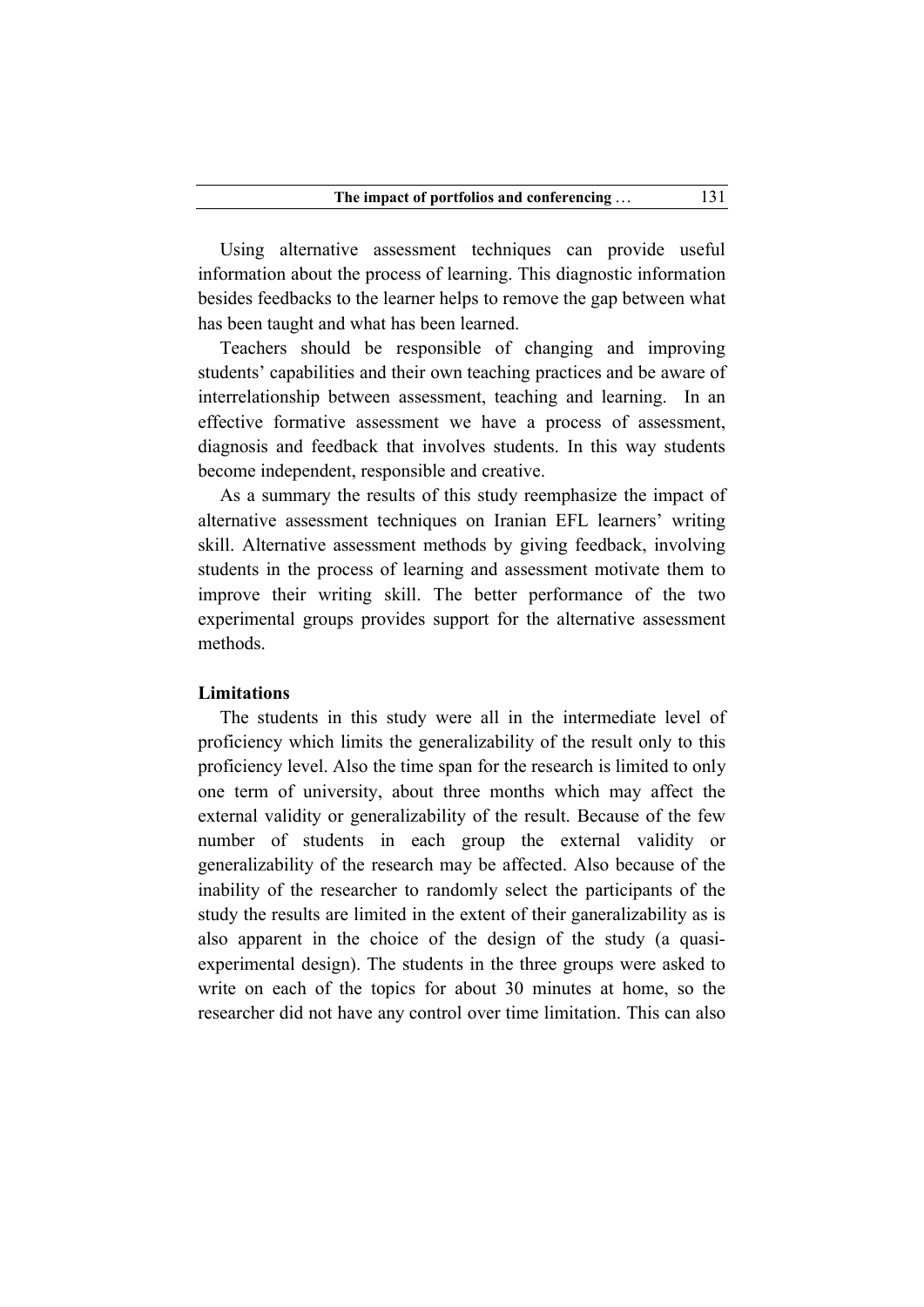Using alternative assessment techniques can provide useful information about the process of learning. This diagnostic information besides feedbacks to the learner helps to remove the gap between what has been taught and what has been learned.

Teachers should be responsible of changing and improving students' capabilities and their own teaching practices and be aware of interrelationship between assessment, teaching and learning. In an effective formative assessment we have a process of assessment, diagnosis and feedback that involves students. In this way students become independent, responsible and creative.

As a summary the results of this study reemphasize the impact of alternative assessment techniques on Iranian EFL learners' writing skill. Alternative assessment methods by giving feedback, involving students in the process of learning and assessment motivate them to improve their writing skill. The better performance of the two experimental groups provides support for the alternative assessment methods.

**Limitations**

The students in this study were all in the intermediate level of proficiency which limits the generalizability of the result only to this proficiency level. Also the time span for the research is limited to only one term of university, about three months which may affect the external validity or generalizability of the result. Because of the few number of students in each group the external validity or generalizability of the research may be affected. Also because of the inability of the researcher to randomly select the participants of the study the results are limited in the extent of their ganeralizability as is also apparent in the choice of the design of the study (a quasi-experimental design). The students in the three groups were asked to write on each of the topics for about 30 minutes at home, so the researcher did not have any control over time limitation. This can also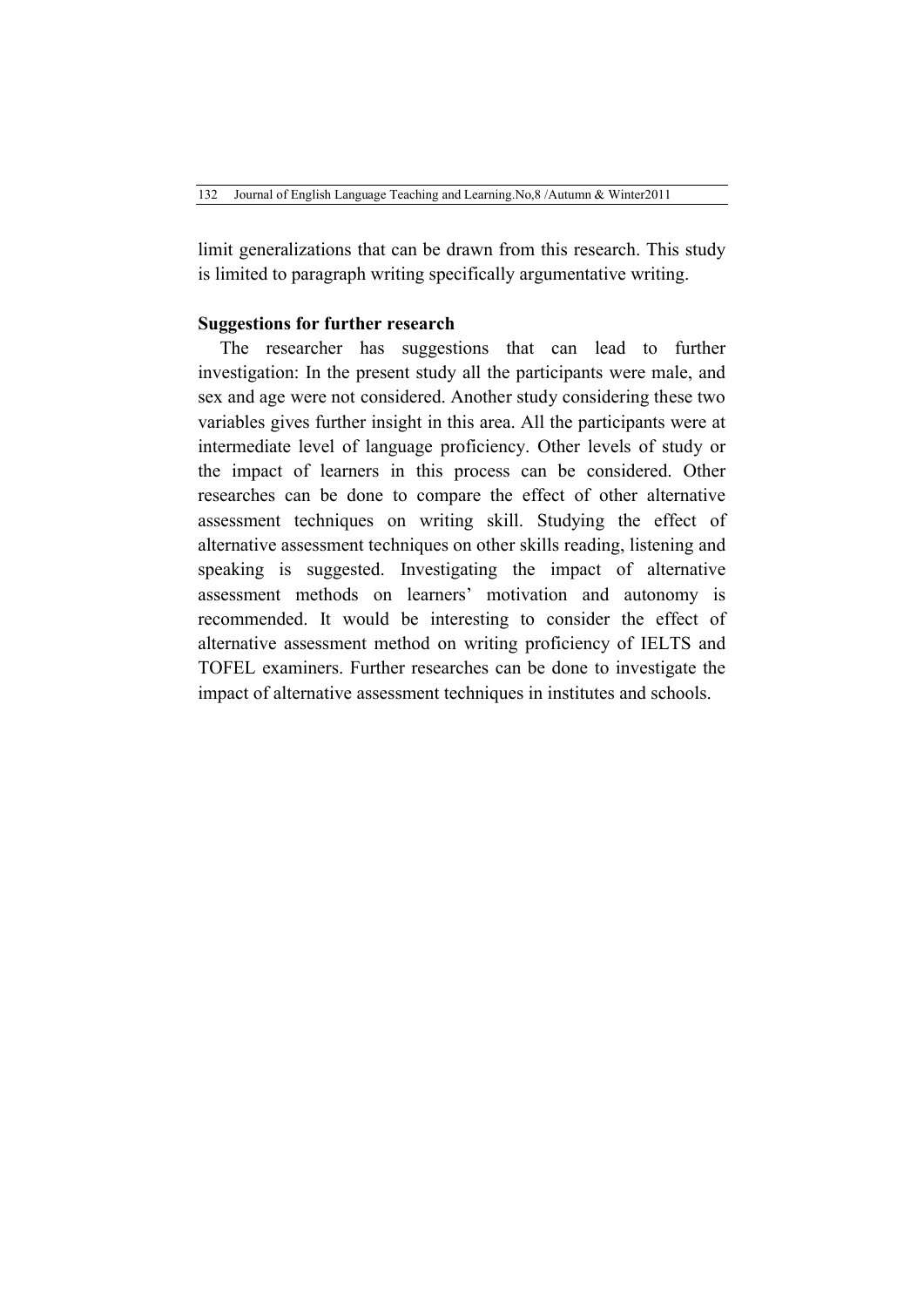limit generalizations that can be drawn from this research. This study is limited to paragraph writing specifically argumentative writing.

**Suggestions for further research**

The researcher has suggestions that can lead to further investigation: In the present study all the participants were male, and sex and age were not considered. Another study considering these two variables gives further insight in this area. All the participants were at intermediate level of language proficiency. Other levels of study or the impact of learners in this process can be considered. Other researches can be done to compare the effect of other alternative assessment techniques on writing skill. Studying the effect of alternative assessment techniques on other skills reading, listening and speaking is suggested. Investigating the impact of alternative assessment methods on learners' motivation and autonomy is recommended. It would be interesting to consider the effect of alternative assessment method on writing proficiency of IELTS and TOFEL examiners. Further researches can be done to investigate the impact of alternative assessment techniques in institutes and schools.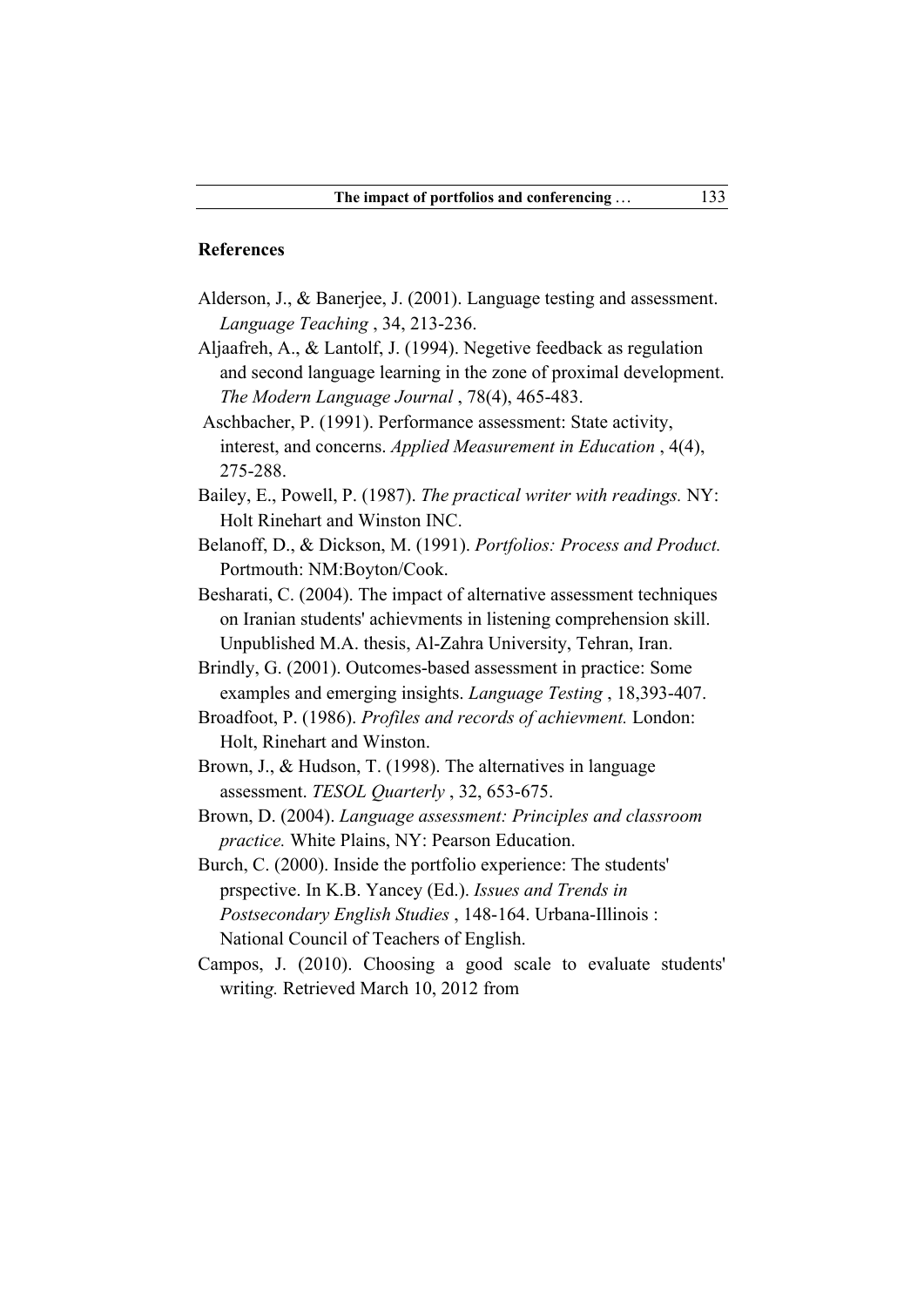## References

Alderson, J., & Banerjee, J. (2001). Language testing and assessment. *Language Teaching* , 34, 213-236.

Aljaafreh, A., & Lantolf, J. (1994). Negetive feedback as regulation and second language learning in the zone of proximal development. *The Modern Language Journal* , 78(4), 465-483.

Aschbacher, P. (1991). Performance assessment: State activity, interest, and concerns. *Applied Measurement in Education* , 4(4), 275-288.

Bailey, E., Powell, P. (1987). *The practical writer with readings.* NY: Holt Rinehart and Winston INC.

Belanoff, D., & Dickson, M. (1991). *Portfolios: Process and Product.* Portmouth: NM:Boyton/Cook.

Besharati, C. (2004). The impact of alternative assessment techniques on Iranian students' achievments in listening comprehension skill. Unpublished M.A. thesis, Al-Zahra University, Tehran, Iran.

Brindly, G. (2001). Outcomes-based assessment in practice: Some examples and emerging insights. *Language Testing* , 18,393-407.

Broadfoot, P. (1986). *Profiles and records of achievment.* London: Holt, Rinehart and Winston.

Brown, J., & Hudson, T. (1998). The alternatives in language assessment. *TESOL Quarterly* , 32, 653-675.

Brown, D. (2004). *Language assessment: Principles and classroom practice.* White Plains, NY: Pearson Education.

Burch, C. (2000). Inside the portfolio experience: The students' prspective. In K.B. Yancey (Ed.). *Issues and Trends in Postsecondary English Studies* , 148-164. Urbana-Illinois : National Council of Teachers of English.

Campos, J. (2010). Choosing a good scale to evaluate students' writing*.* Retrieved March 10, 2012 from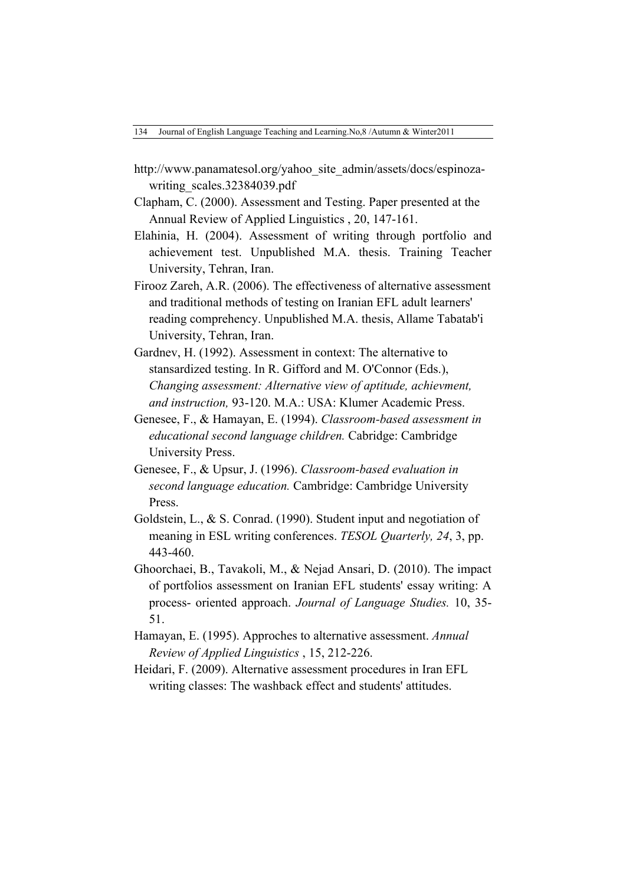http://www.panamatesol.org/yahoo_site_admin/assets/docs/espinoza-writing_scales.32384039.pdf

Clapham, C. (2000). Assessment and Testing. Paper presented at the Annual Review of Applied Linguistics , 20, 147-161.

Elahinia, H. (2004). Assessment of writing through portfolio and achievement test. Unpublished M.A. thesis. Training Teacher University, Tehran, Iran.

Firooz Zareh, A.R. (2006). The effectiveness of alternative assessment and traditional methods of testing on Iranian EFL adult learners' reading comprehency. Unpublished M.A. thesis, Allame Tabatab'i University, Tehran, Iran.

Gardnev, H. (1992). Assessment in context: The alternative to stansardized testing. In R. Gifford and M. O'Connor (Eds.), *Changing assessment: Alternative view of aptitude, achievment, and instruction,* 93-120. M.A.: USA: Klumer Academic Press.

Genesee, F., & Hamayan, E. (1994). *Classroom-based assessment in educational second language children.* Cabridge: Cambridge University Press.

Genesee, F., & Upsur, J. (1996). *Classroom-based evaluation in second language education.* Cambridge: Cambridge University Press.

Goldstein, L., & S. Conrad. (1990). Student input and negotiation of meaning in ESL writing conferences. *TESOL Quarterly, 24*, 3, pp. 443-460.

Ghoorchaei, B., Tavakoli, M., & Nejad Ansari, D. (2010). The impact of portfolios assessment on Iranian EFL students' essay writing: A process- oriented approach. *Journal of Language Studies.* 10, 35-51.

Hamayan, E. (1995). Approches to alternative assessment. *Annual Review of Applied Linguistics* , 15, 212-226.

Heidari, F. (2009). Alternative assessment procedures in Iran EFL writing classes: The washback effect and students' attitudes.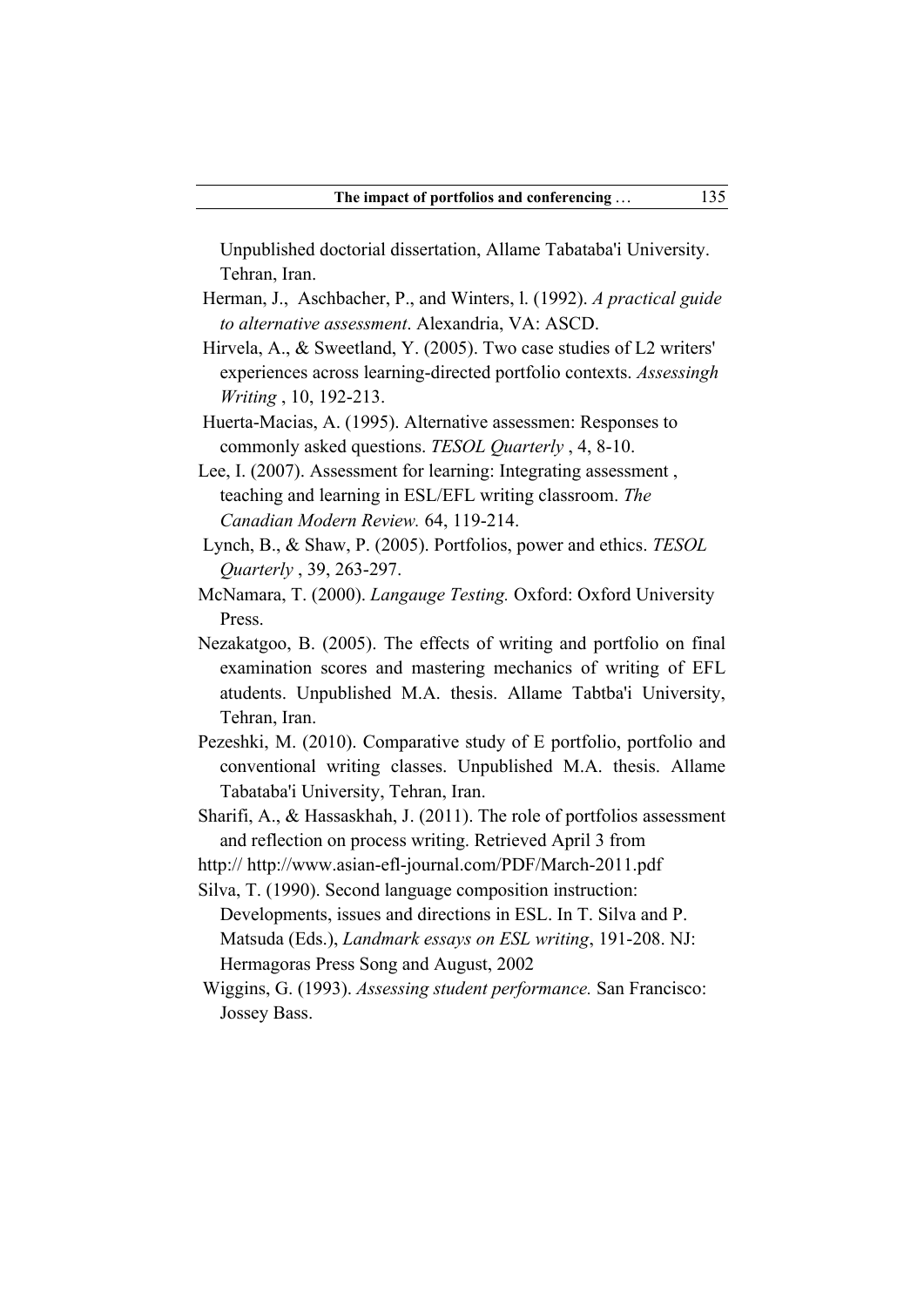Unpublished doctorial dissertation, Allame Tabataba'i University. Tehran, Iran.

Herman, J., Aschbacher, P., and Winters, l. (1992). *A practical guide to alternative assessment*. Alexandria, VA: ASCD.

Hirvela, A., & Sweetland, Y. (2005). Two case studies of L2 writers' experiences across learning-directed portfolio contexts. *Assessingh Writing* , 10, 192-213.

Huerta-Macias, A. (1995). Alternative assessmen: Responses to commonly asked questions. *TESOL Quarterly* , 4, 8-10.

Lee, I. (2007). Assessment for learning: Integrating assessment , teaching and learning in ESL/EFL writing classroom. *The Canadian Modern Review.* 64, 119-214.

Lynch, B., & Shaw, P. (2005). Portfolios, power and ethics. *TESOL Quarterly* , 39, 263-297.

McNamara, T. (2000). *Langauge Testing.* Oxford: Oxford University Press.

Nezakatgoo, B. (2005). The effects of writing and portfolio on final examination scores and mastering mechanics of writing of EFL atudents. Unpublished M.A. thesis. Allame Tabtba'i University, Tehran, Iran.

Pezeshki, M. (2010). Comparative study of E portfolio, portfolio and conventional writing classes. Unpublished M.A. thesis. Allame Tabataba'i University, Tehran, Iran.

Sharifi, A., & Hassaskhah, J. (2011). The role of portfolios assessment and reflection on process writing. Retrieved April 3 from http:// http://www.asian-efl-journal.com/PDF/March-2011.pdf

Silva, T. (1990). Second language composition instruction: Developments, issues and directions in ESL. In T. Silva and P. Matsuda (Eds.), *Landmark essays on ESL writing*, 191-208. NJ: Hermagoras Press Song and August, 2002

Wiggins, G. (1993). *Assessing student performance.* San Francisco: Jossey Bass.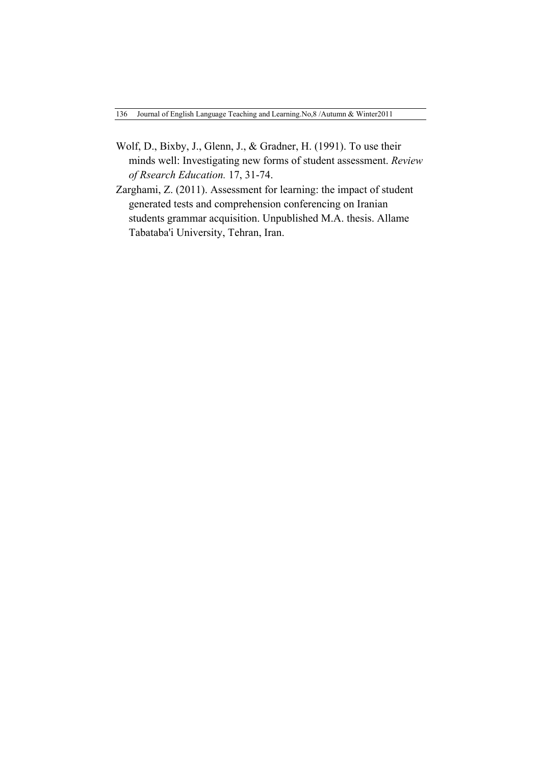Wolf, D., Bixby, J., Glenn, J., & Gradner, H. (1991). To use their minds well: Investigating new forms of student assessment. *Review of Rsearch Education.* 17, 31-74.

Zarghami, Z. (2011). Assessment for learning: the impact of student generated tests and comprehension conferencing on Iranian students grammar acquisition. Unpublished M.A. thesis. Allame Tabataba'i University, Tehran, Iran.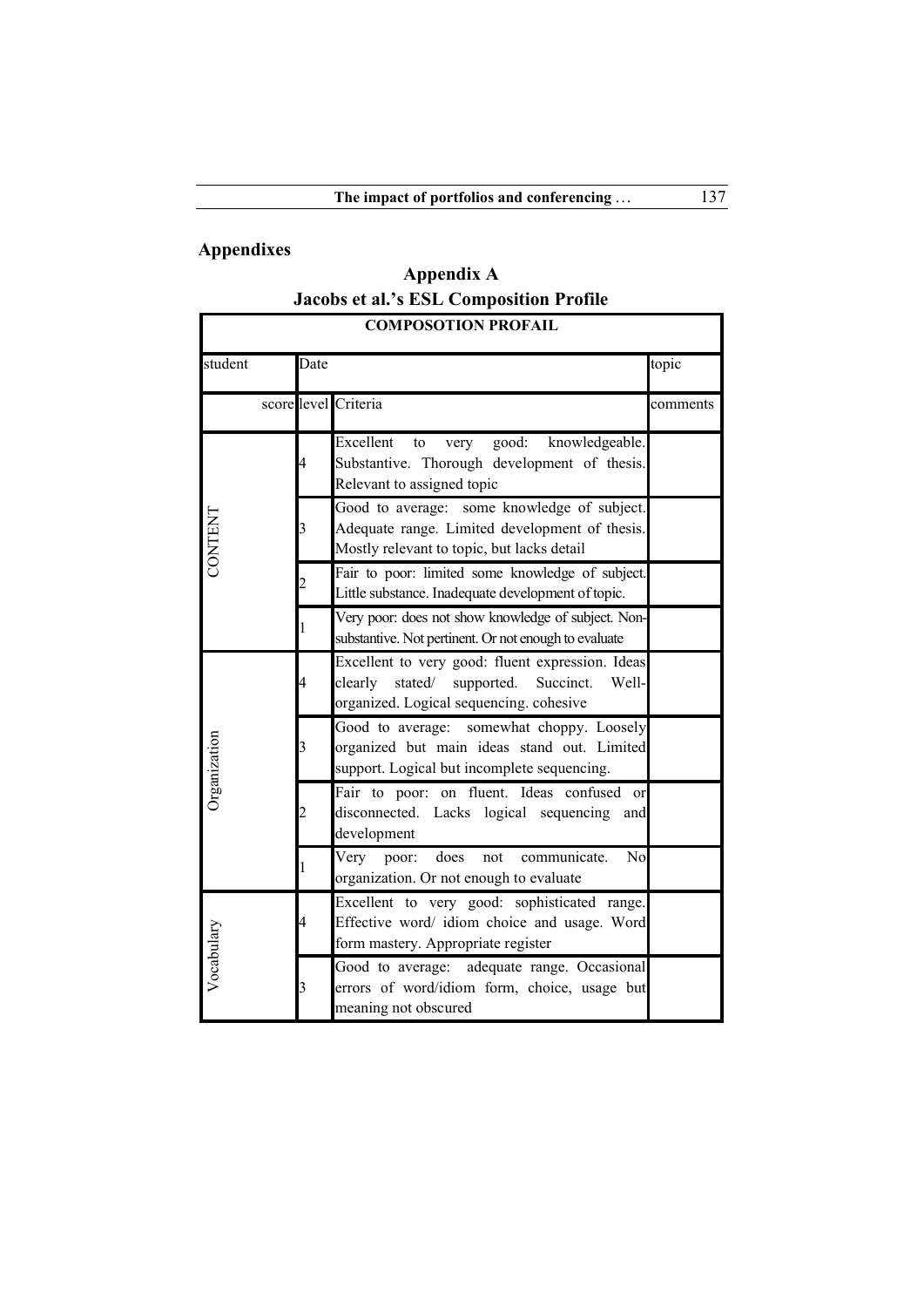## Appendixes

### Appendix A

### Jacobs et al.'s ESL Composition Profile

| COMPOSOTION PROFAIL | | | |
|---|---|---|---|
| student | Date | | topic |
| score | level | Criteria | comments |
| CONTENT | 4 | Excellent to very good: knowledgeable. Substantive. Thorough development of thesis. Relevant to assigned topic | |
| | 3 | Good to average: some knowledge of subject. Adequate range. Limited development of thesis. Mostly relevant to topic, but lacks detail | |
| | 2 | Fair to poor: limited some knowledge of subject. Little substance. Inadequate development of topic. | |
| | 1 | Very poor: does not show knowledge of subject. Non-substantive. Not pertinent. Or not enough to evaluate | |
| Organization | 4 | Excellent to very good: fluent expression. Ideas clearly stated/ supported. Succinct. Well-organized. Logical sequencing. cohesive | |
| | 3 | Good to average: somewhat choppy. Loosely organized but main ideas stand out. Limited support. Logical but incomplete sequencing. | |
| | 2 | Fair to poor: on fluent. Ideas confused or disconnected. Lacks logical sequencing and development | |
| | 1 | Very poor: does not communicate. No organization. Or not enough to evaluate | |
| Vocabulary | 4 | Excellent to very good: sophisticated range. Effective word/ idiom choice and usage. Word form mastery. Appropriate register | |
| | 3 | Good to average: adequate range. Occasional errors of word/idiom form, choice, usage but meaning not obscured | |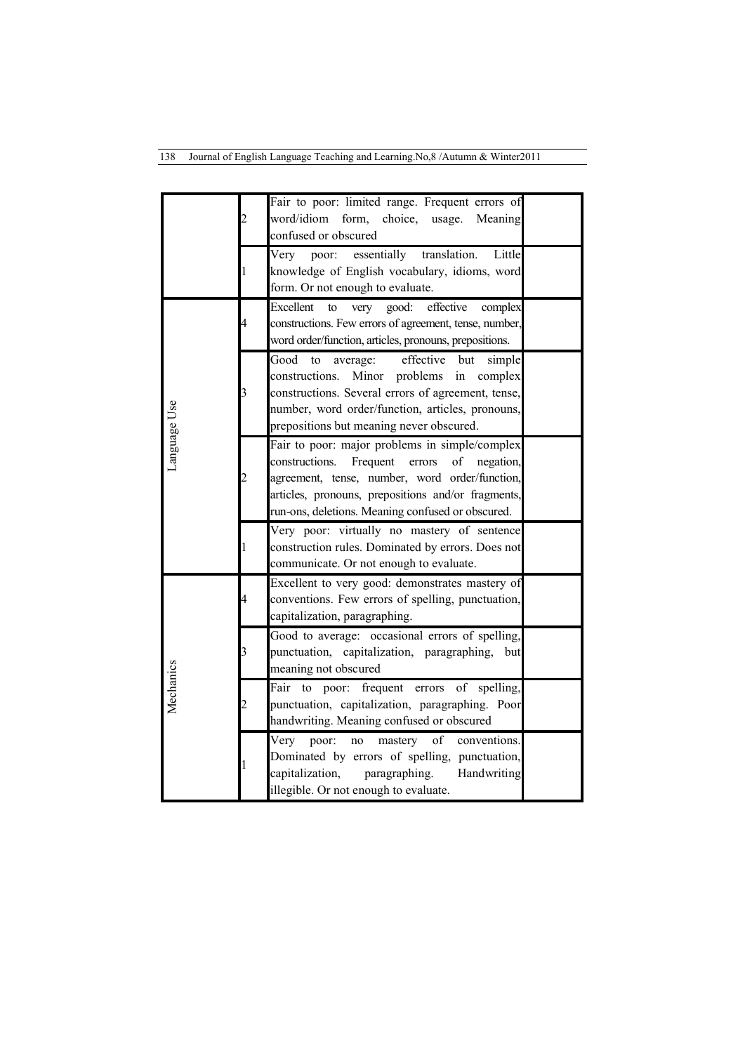| | | | |
|---|---|---|---|
| | 2 | Fair to poor: limited range. Frequent errors of word/idiom form, choice, usage. Meaning confused or obscured | |
| | 1 | Very poor: essentially translation. Little knowledge of English vocabulary, idioms, word form. Or not enough to evaluate. | |
| Language Use | 4 | Excellent to very good: effective complex constructions. Few errors of agreement, tense, number, word order/function, articles, pronouns, prepositions. | |
| | 3 | Good to average: effective but simple constructions. Minor problems in complex constructions. Several errors of agreement, tense, number, word order/function, articles, pronouns, prepositions but meaning never obscured. | |
| | 2 | Fair to poor: major problems in simple/complex constructions. Frequent errors of negation, agreement, tense, number, word order/function, articles, pronouns, prepositions and/or fragments, run-ons, deletions. Meaning confused or obscured. | |
| | 1 | Very poor: virtually no mastery of sentence construction rules. Dominated by errors. Does not communicate. Or not enough to evaluate. | |
| Mechanics | 4 | Excellent to very good: demonstrates mastery of conventions. Few errors of spelling, punctuation, capitalization, paragraphing. | |
| | 3 | Good to average: occasional errors of spelling, punctuation, capitalization, paragraphing, but meaning not obscured | |
| | 2 | Fair to poor: frequent errors of spelling, punctuation, capitalization, paragraphing. Poor handwriting. Meaning confused or obscured | |
| | 1 | Very poor: no mastery of conventions. Dominated by errors of spelling, punctuation, capitalization, paragraphing. Handwriting illegible. Or not enough to evaluate. | |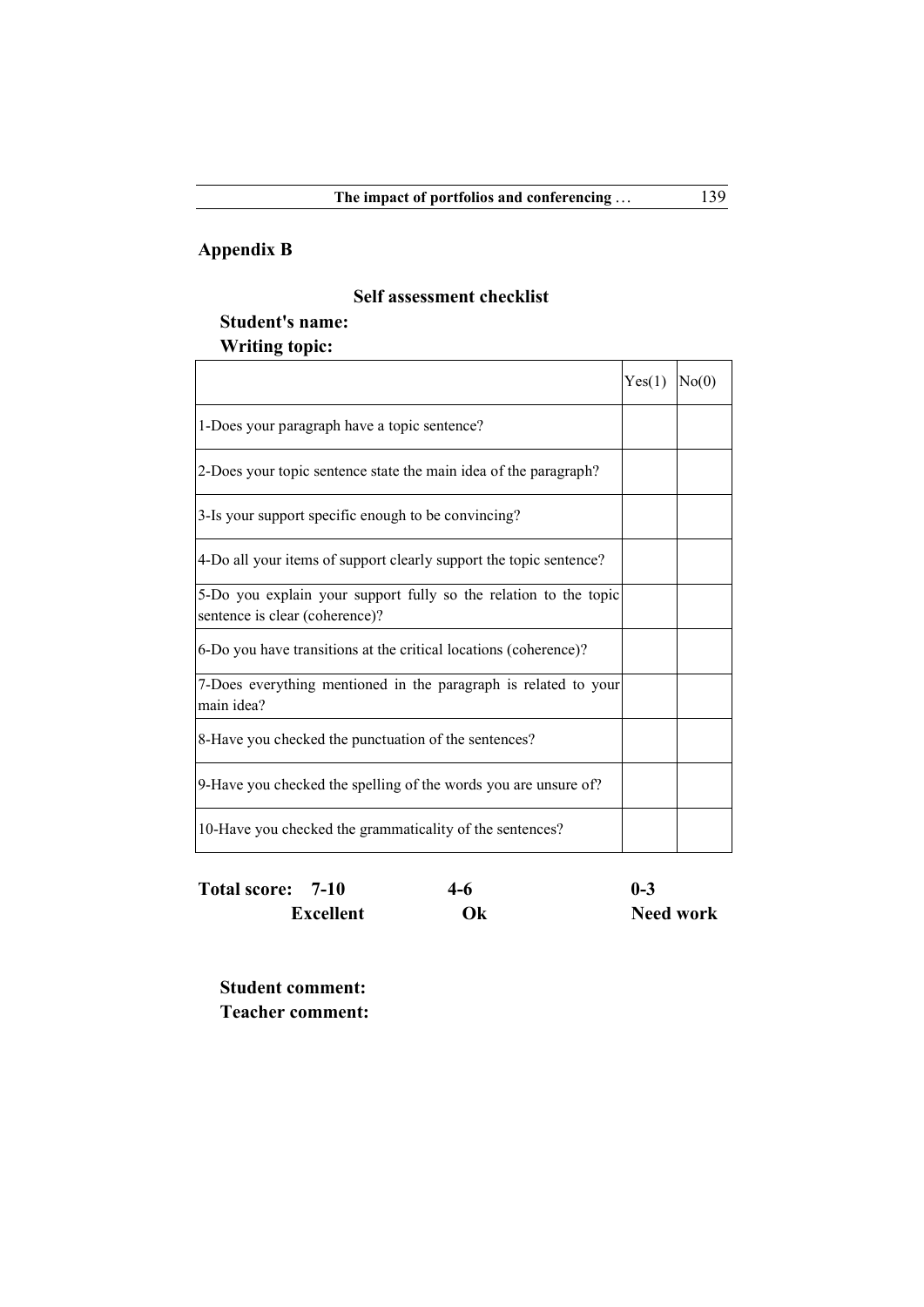## Appendix B

### Self assessment checklist

**Student's name:**

**Writing topic:**

| | Yes(1) | No(0) |
|---|---|---|
| 1-Does your paragraph have a topic sentence? | | |
| 2-Does your topic sentence state the main idea of the paragraph? | | |
| 3-Is your support specific enough to be convincing? | | |
| 4-Do all your items of support clearly support the topic sentence? | | |
| 5-Do you explain your support fully so the relation to the topic sentence is clear (coherence)? | | |
| 6-Do you have transitions at the critical locations (coherence)? | | |
| 7-Does everything mentioned in the paragraph is related to your main idea? | | |
| 8-Have you checked the punctuation of the sentences? | | |
| 9-Have you checked the spelling of the words you are unsure of? | | |
| 10-Have you checked the grammaticality of the sentences? | | |

**Total score:** **7-10 Excellent** **4-6 Ok** **0-3 Need work**

**Student comment:**

**Teacher comment:**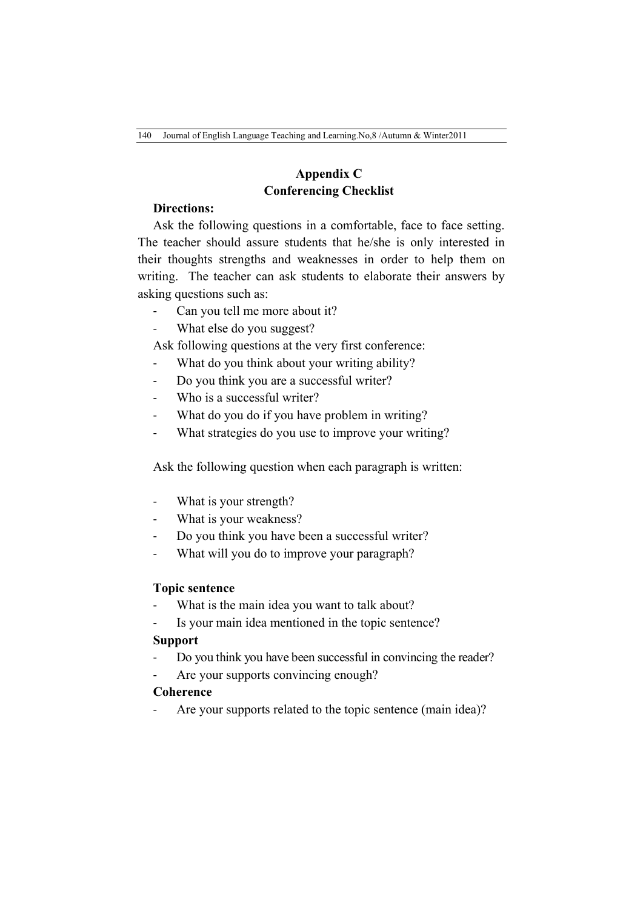## Appendix C
## Conferencing Checklist

**Directions:**

Ask the following questions in a comfortable, face to face setting. The teacher should assure students that he/she is only interested in their thoughts strengths and weaknesses in order to help them on writing. The teacher can ask students to elaborate their answers by asking questions such as:

- Can you tell me more about it?
- What else do you suggest?

Ask following questions at the very first conference:

- What do you think about your writing ability?
- Do you think you are a successful writer?
- Who is a successful writer?
- What do you do if you have problem in writing?
- What strategies do you use to improve your writing?

Ask the following question when each paragraph is written:

- What is your strength?
- What is your weakness?
- Do you think you have been a successful writer?
- What will you do to improve your paragraph?

**Topic sentence**

- What is the main idea you want to talk about?
- Is your main idea mentioned in the topic sentence?

**Support**

- Do you think you have been successful in convincing the reader?
- Are your supports convincing enough?

**Coherence**

- Are your supports related to the topic sentence (main idea)?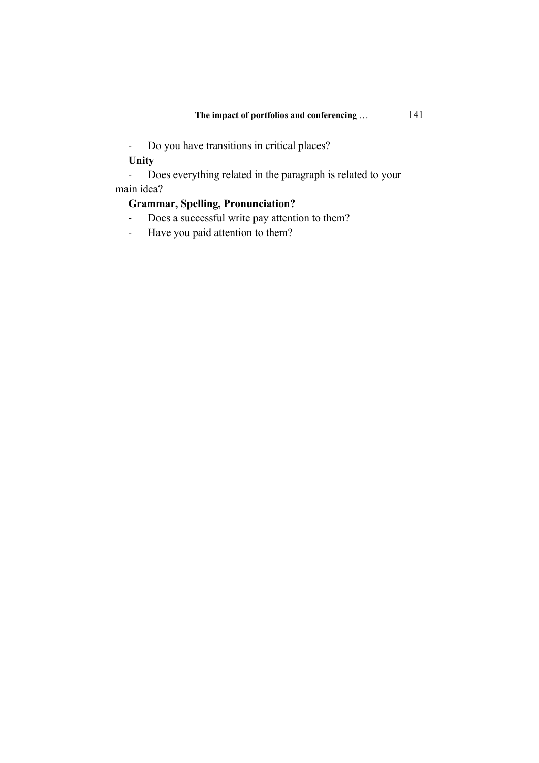- Do you have transitions in critical places?

**Unity**

- Does everything related in the paragraph is related to your main idea?

**Grammar, Spelling, Pronunciation?**

- Does a successful write pay attention to them?
- Have you paid attention to them?